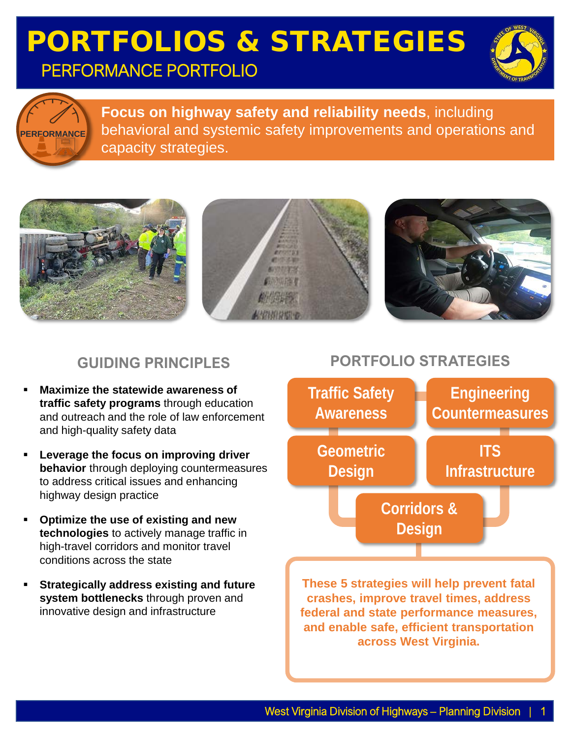# PORTFOLIOS & STRATEGIES

## PERFORMANCE PORTFOLIO

**Focus on highway safety and reliability needs**, including behavioral and systemic safety improvements and operations and capacity strategies.

## GUIDING PRINCIPLES

- **Maximize the statewide awareness of traffic safety programs** through education and outreach and the role of law enforcement and high-quality safety data
- **Leverage the focus on improving driver behavior** through deploying countermeasures to address critical issues and enhancing highway design practice
- **Optimize the use of existing and new technologies** to actively manage traffic in high-travel corridors and monitor travel conditions across the state
- **Strategically address existing and future system bottlenecks** through proven and innovative design and infrastructure

## PORTFOLIO STRATEGIES

- Traffic Safety Awareness
- Engineering Countermeasures
- Geometric Design
- ITS Infrastructure
- Corridors & Design

**These 5 strategies will help prevent fatal crashes, improve travel times, address federal and state performance measures, and enable safe, efficient transportation across West Virginia.**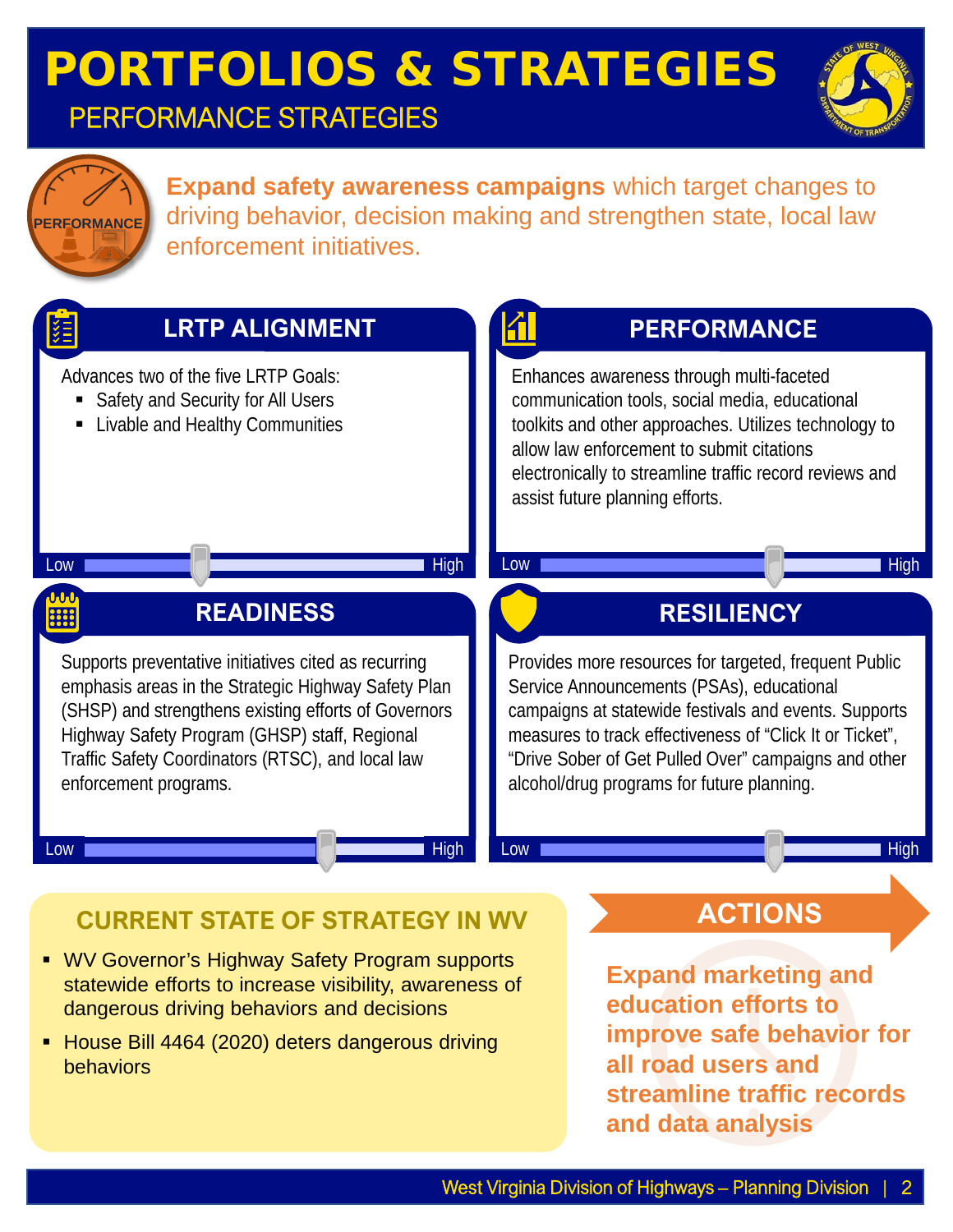# PORTFOLIOS & STRATEGIES

## PERFORMANCE STRATEGIES

PERFORMANCE

**Expand safety awareness campaigns** which target changes to driving behavior, decision making and strengthen state, local law enforcement initiatives.

### LRTP ALIGNMENT

Advances two of the five LRTP Goals:

- Safety and Security for All Users
- Livable and Healthy Communities

Low — High

### PERFORMANCE

Enhances awareness through multi-faceted communication tools, social media, educational toolkits and other approaches. Utilizes technology to allow law enforcement to submit citations electronically to streamline traffic record reviews and assist future planning efforts.

Low — High

### READINESS

Supports preventative initiatives cited as recurring emphasis areas in the Strategic Highway Safety Plan (SHSP) and strengthens existing efforts of Governors Highway Safety Program (GHSP) staff, Regional Traffic Safety Coordinators (RTSC), and local law enforcement programs.

Low — High

### RESILIENCY

Provides more resources for targeted, frequent Public Service Announcements (PSAs), educational campaigns at statewide festivals and events. Supports measures to track effectiveness of "Click It or Ticket", "Drive Sober of Get Pulled Over" campaigns and other alcohol/drug programs for future planning.

Low — High

### CURRENT STATE OF STRATEGY IN WV

- WV Governor's Highway Safety Program supports statewide efforts to increase visibility, awareness of dangerous driving behaviors and decisions
- House Bill 4464 (2020) deters dangerous driving behaviors

### ACTIONS

**Expand marketing and education efforts to improve safe behavior for all road users and streamline traffic records and data analysis**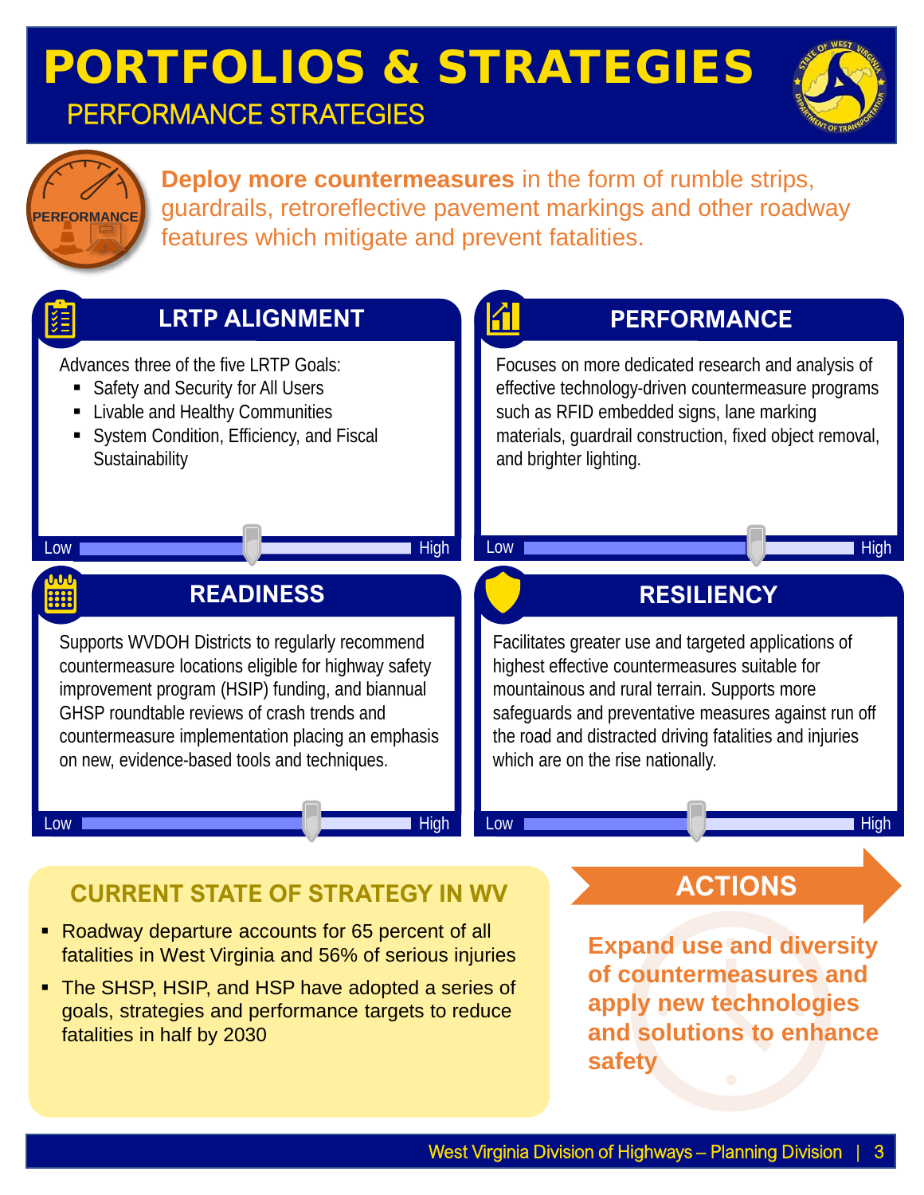# PORTFOLIOS & STRATEGIES

## PERFORMANCE STRATEGIES

PERFORMANCE

**Deploy more countermeasures** in the form of rumble strips, guardrails, retroreflective pavement markings and other roadway features which mitigate and prevent fatalities.

### LRTP ALIGNMENT

Advances three of the five LRTP Goals:

- Safety and Security for All Users
- Livable and Healthy Communities
- System Condition, Efficiency, and Fiscal Sustainability

Low — High

### PERFORMANCE

Focuses on more dedicated research and analysis of effective technology-driven countermeasure programs such as RFID embedded signs, lane marking materials, guardrail construction, fixed object removal, and brighter lighting.

Low — High

### READINESS

Supports WVDOH Districts to regularly recommend countermeasure locations eligible for highway safety improvement program (HSIP) funding, and biannual GHSP roundtable reviews of crash trends and countermeasure implementation placing an emphasis on new, evidence-based tools and techniques.

Low — High

### RESILIENCY

Facilitates greater use and targeted applications of highest effective countermeasures suitable for mountainous and rural terrain. Supports more safeguards and preventative measures against run off the road and distracted driving fatalities and injuries which are on the rise nationally.

Low — High

### CURRENT STATE OF STRATEGY IN WV

- Roadway departure accounts for 65 percent of all fatalities in West Virginia and 56% of serious injuries
- The SHSP, HSIP, and HSP have adopted a series of goals, strategies and performance targets to reduce fatalities in half by 2030

### ACTIONS

**Expand use and diversity of countermeasures and apply new technologies and solutions to enhance safety**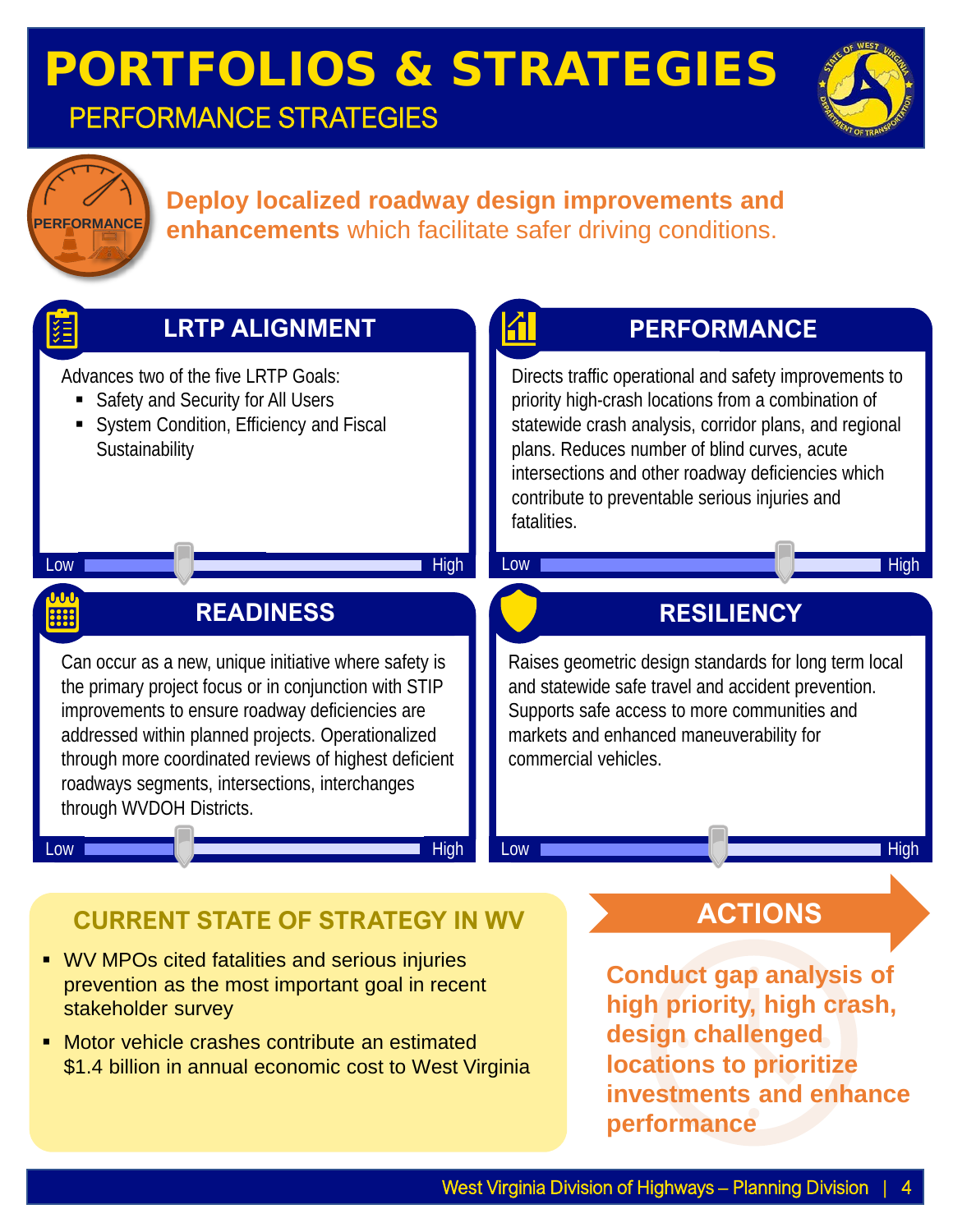# PORTFOLIOS & STRATEGIES

## PERFORMANCE STRATEGIES

PERFORMANCE

**Deploy localized roadway design improvements and enhancements** which facilitate safer driving conditions.

### LRTP ALIGNMENT

Advances two of the five LRTP Goals:

- Safety and Security for All Users
- System Condition, Efficiency and Fiscal Sustainability

Low — High

### PERFORMANCE

Directs traffic operational and safety improvements to priority high-crash locations from a combination of statewide crash analysis, corridor plans, and regional plans. Reduces number of blind curves, acute intersections and other roadway deficiencies which contribute to preventable serious injuries and fatalities.

Low — High

### READINESS

Can occur as a new, unique initiative where safety is the primary project focus or in conjunction with STIP improvements to ensure roadway deficiencies are addressed within planned projects. Operationalized through more coordinated reviews of highest deficient roadways segments, intersections, interchanges through WVDOH Districts.

Low — High

### RESILIENCY

Raises geometric design standards for long term local and statewide safe travel and accident prevention. Supports safe access to more communities and markets and enhanced maneuverability for commercial vehicles.

Low — High

### CURRENT STATE OF STRATEGY IN WV

- WV MPOs cited fatalities and serious injuries prevention as the most important goal in recent stakeholder survey
- Motor vehicle crashes contribute an estimated $1.4 billion in annual economic cost to West Virginia

### ACTIONS

**Conduct gap analysis of high priority, high crash, design challenged locations to prioritize investments and enhance performance**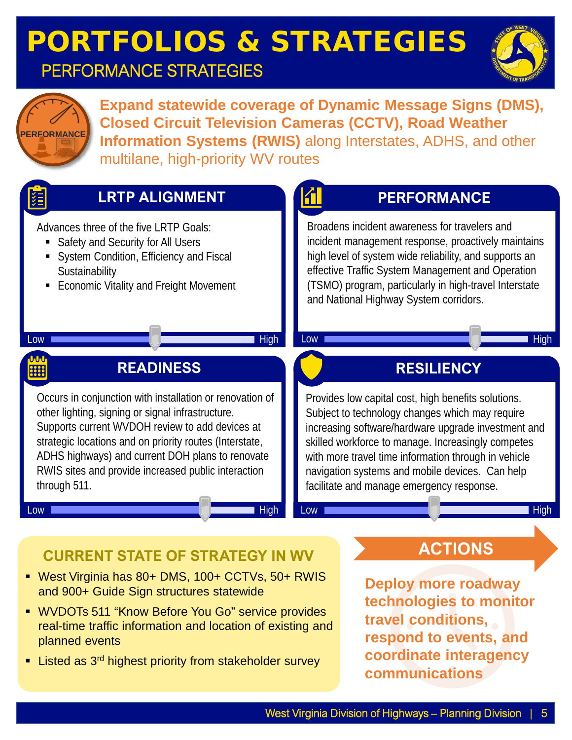# PORTFOLIOS & STRATEGIES

## PERFORMANCE STRATEGIES

PERFORMANCE

**Expand statewide coverage of Dynamic Message Signs (DMS), Closed Circuit Television Cameras (CCTV), Road Weather Information Systems (RWIS)** along Interstates, ADHS, and other multilane, high-priority WV routes

### LRTP ALIGNMENT

Advances three of the five LRTP Goals:

- Safety and Security for All Users
- System Condition, Efficiency and Fiscal Sustainability
- Economic Vitality and Freight Movement

Low — High

### PERFORMANCE

Broadens incident awareness for travelers and incident management response, proactively maintains high level of system wide reliability, and supports an effective Traffic System Management and Operation (TSMO) program, particularly in high-travel Interstate and National Highway System corridors.

Low — High

### READINESS

Occurs in conjunction with installation or renovation of other lighting, signing or signal infrastructure. Supports current WVDOH review to add devices at strategic locations and on priority routes (Interstate, ADHS highways) and current DOH plans to renovate RWIS sites and provide increased public interaction through 511.

Low — High

### RESILIENCY

Provides low capital cost, high benefits solutions. Subject to technology changes which may require increasing software/hardware upgrade investment and skilled workforce to manage. Increasingly competes with more travel time information through in vehicle navigation systems and mobile devices. Can help facilitate and manage emergency response.

Low — High

### CURRENT STATE OF STRATEGY IN WV

- West Virginia has 80+ DMS, 100+ CCTVs, 50+ RWIS and 900+ Guide Sign structures statewide
- WVDOTs 511 "Know Before You Go" service provides real-time traffic information and location of existing and planned events
- Listed as 3rd highest priority from stakeholder survey

### ACTIONS

**Deploy more roadway technologies to monitor travel conditions, respond to events, and coordinate interagency communications**

West Virginia Division of Highways – Planning Division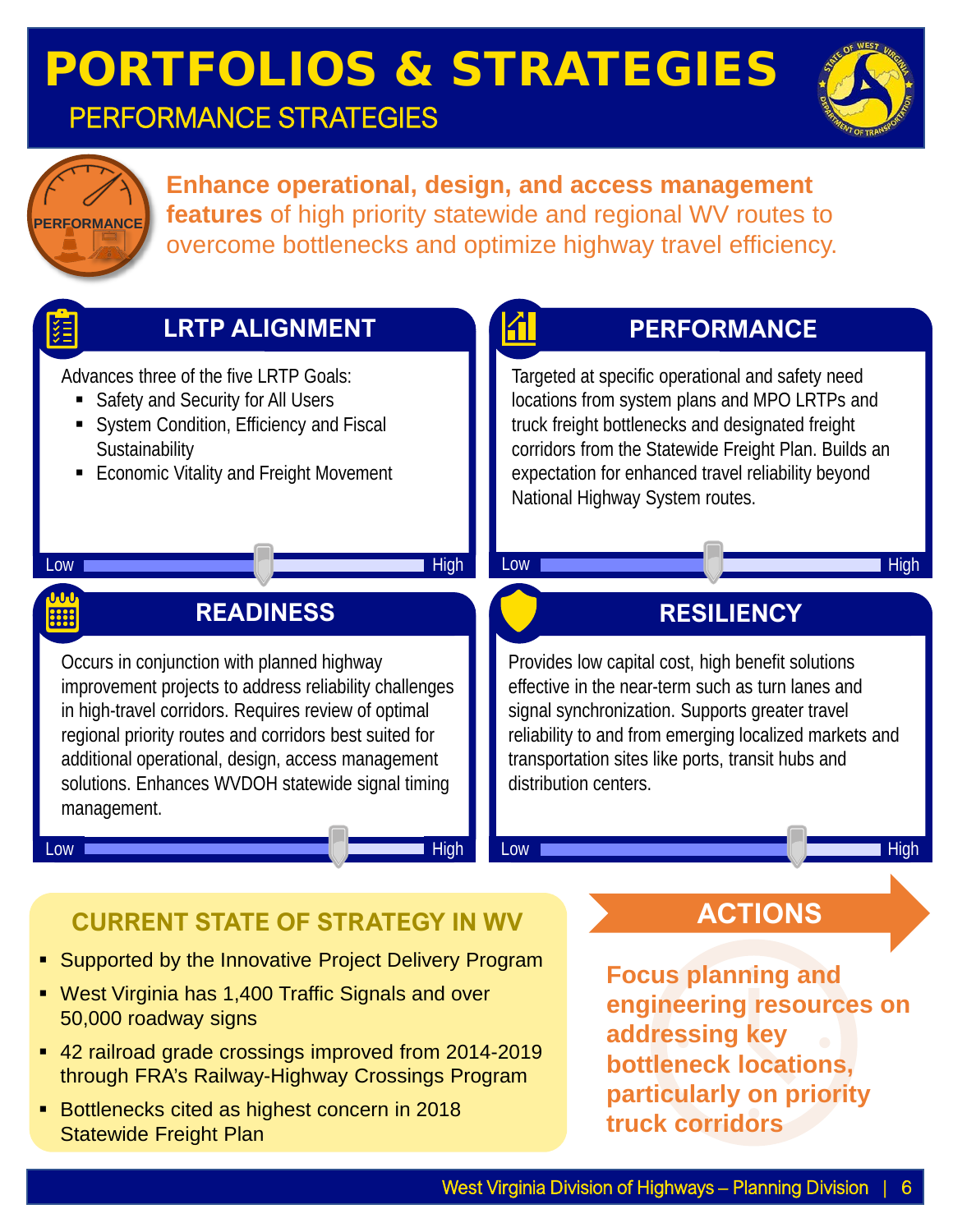# PORTFOLIOS & STRATEGIES

## PERFORMANCE STRATEGIES

PERFORMANCE

**Enhance operational, design, and access management features** of high priority statewide and regional WV routes to overcome bottlenecks and optimize highway travel efficiency.

### LRTP ALIGNMENT

Advances three of the five LRTP Goals:

- Safety and Security for All Users
- System Condition, Efficiency and Fiscal Sustainability
- Economic Vitality and Freight Movement

Low High

### PERFORMANCE

Targeted at specific operational and safety need locations from system plans and MPO LRTPs and truck freight bottlenecks and designated freight corridors from the Statewide Freight Plan. Builds an expectation for enhanced travel reliability beyond National Highway System routes.

Low High

### READINESS

Occurs in conjunction with planned highway improvement projects to address reliability challenges in high-travel corridors. Requires review of optimal regional priority routes and corridors best suited for additional operational, design, access management solutions. Enhances WVDOH statewide signal timing management.

Low High

### RESILIENCY

Provides low capital cost, high benefit solutions effective in the near-term such as turn lanes and signal synchronization. Supports greater travel reliability to and from emerging localized markets and transportation sites like ports, transit hubs and distribution centers.

Low High

### CURRENT STATE OF STRATEGY IN WV

- Supported by the Innovative Project Delivery Program
- West Virginia has 1,400 Traffic Signals and over 50,000 roadway signs
- 42 railroad grade crossings improved from 2014-2019 through FRA's Railway-Highway Crossings Program
- Bottlenecks cited as highest concern in 2018 Statewide Freight Plan

### ACTIONS

**Focus planning and engineering resources on addressing key bottleneck locations, particularly on priority truck corridors**